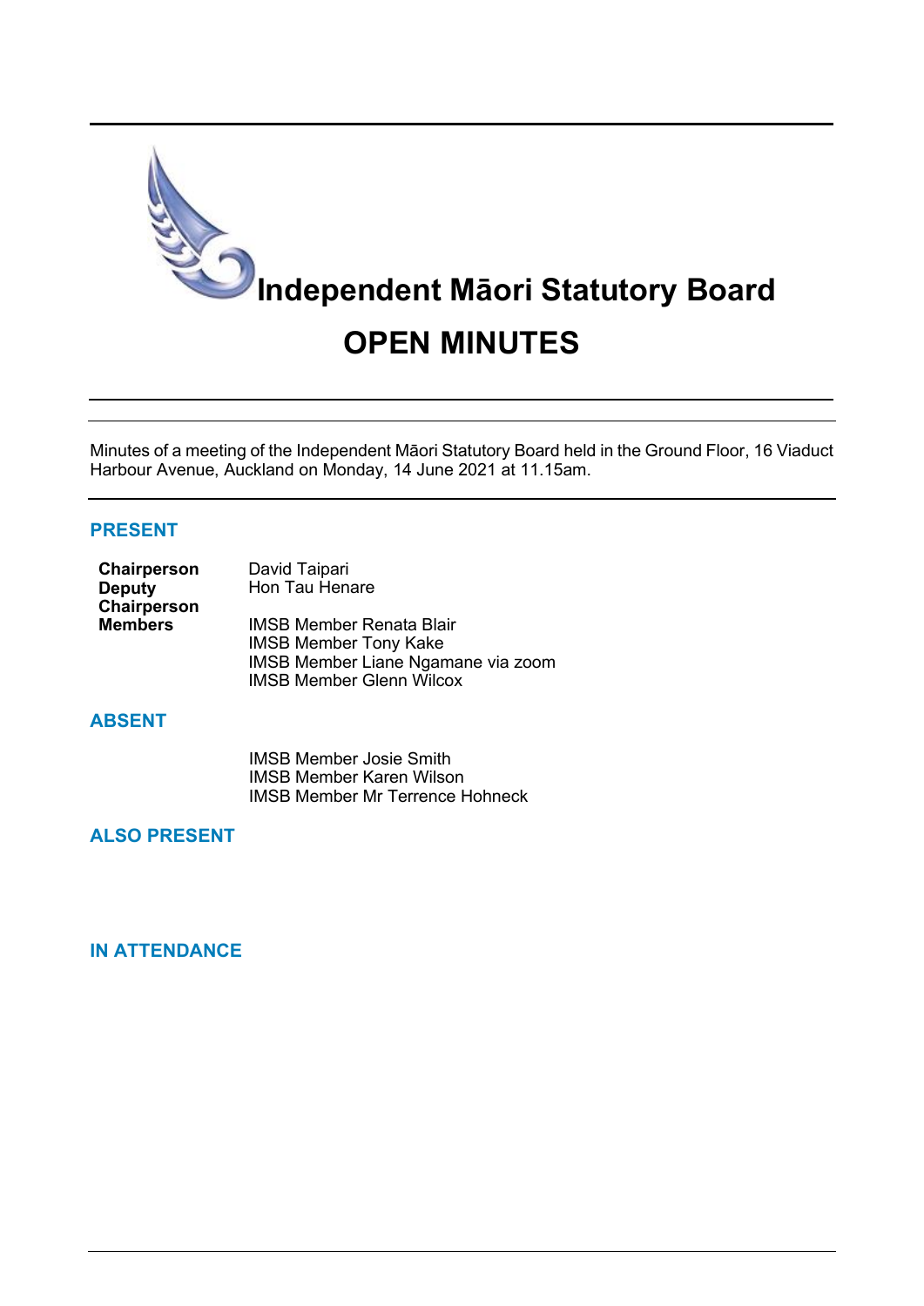# Independent Māori Statutory Board

# OPEN MINUTES

Minutes of a meeting of the Independent Māori Statutory Board held in the Ground Floor, 16 Viaduct Harbour Avenue, Auckland on Monday, 14 June 2021 at 11.15am.

## PRESENT

| | |
|---|---|
| **Chairperson** | David Taipari |
| **Deputy Chairperson** | Hon Tau Henare |
| **Members** | IMSB Member Renata Blair |
| | IMSB Member Tony Kake |
| | IMSB Member Liane Ngamane via zoom |
| | IMSB Member Glenn Wilcox |

## ABSENT

IMSB Member Josie Smith
IMSB Member Karen Wilson
IMSB Member Mr Terrence Hohneck

## ALSO PRESENT

## IN ATTENDANCE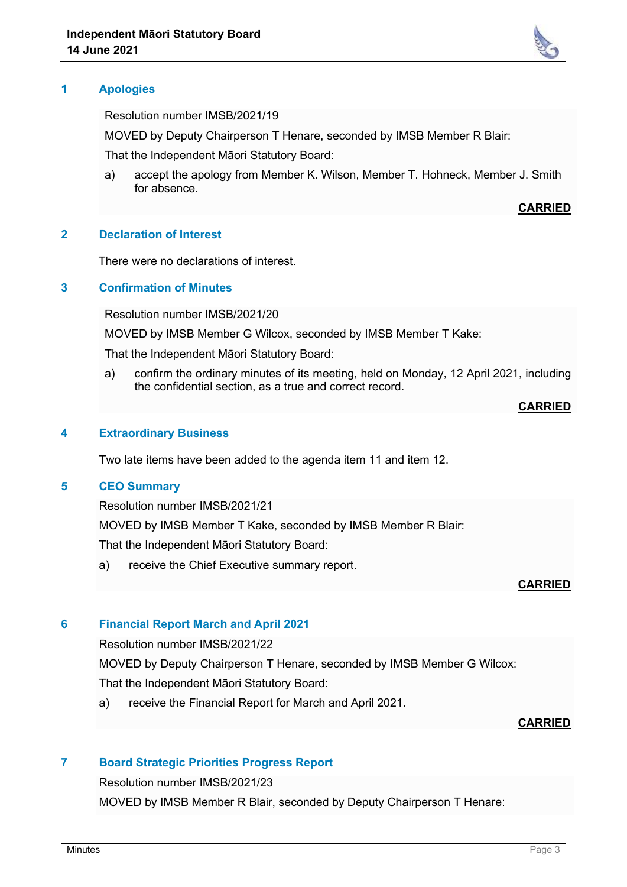## 1 Apologies

Resolution number IMSB/2021/19

MOVED by Deputy Chairperson T Henare, seconded by IMSB Member R Blair:

That the Independent Māori Statutory Board:

a) accept the apology from Member K. Wilson, Member T. Hohneck, Member J. Smith for absence.

**CARRIED**

## 2 Declaration of Interest

There were no declarations of interest.

## 3 Confirmation of Minutes

Resolution number IMSB/2021/20

MOVED by IMSB Member G Wilcox, seconded by IMSB Member T Kake:

That the Independent Māori Statutory Board:

a) confirm the ordinary minutes of its meeting, held on Monday, 12 April 2021, including the confidential section, as a true and correct record.

**CARRIED**

## 4 Extraordinary Business

Two late items have been added to the agenda item 11 and item 12.

## 5 CEO Summary

Resolution number IMSB/2021/21

MOVED by IMSB Member T Kake, seconded by IMSB Member R Blair:

That the Independent Māori Statutory Board:

a) receive the Chief Executive summary report.

**CARRIED**

## 6 Financial Report March and April 2021

Resolution number IMSB/2021/22

MOVED by Deputy Chairperson T Henare, seconded by IMSB Member G Wilcox:

That the Independent Māori Statutory Board:

a) receive the Financial Report for March and April 2021.

**CARRIED**

## 7 Board Strategic Priorities Progress Report

Resolution number IMSB/2021/23

MOVED by IMSB Member R Blair, seconded by Deputy Chairperson T Henare: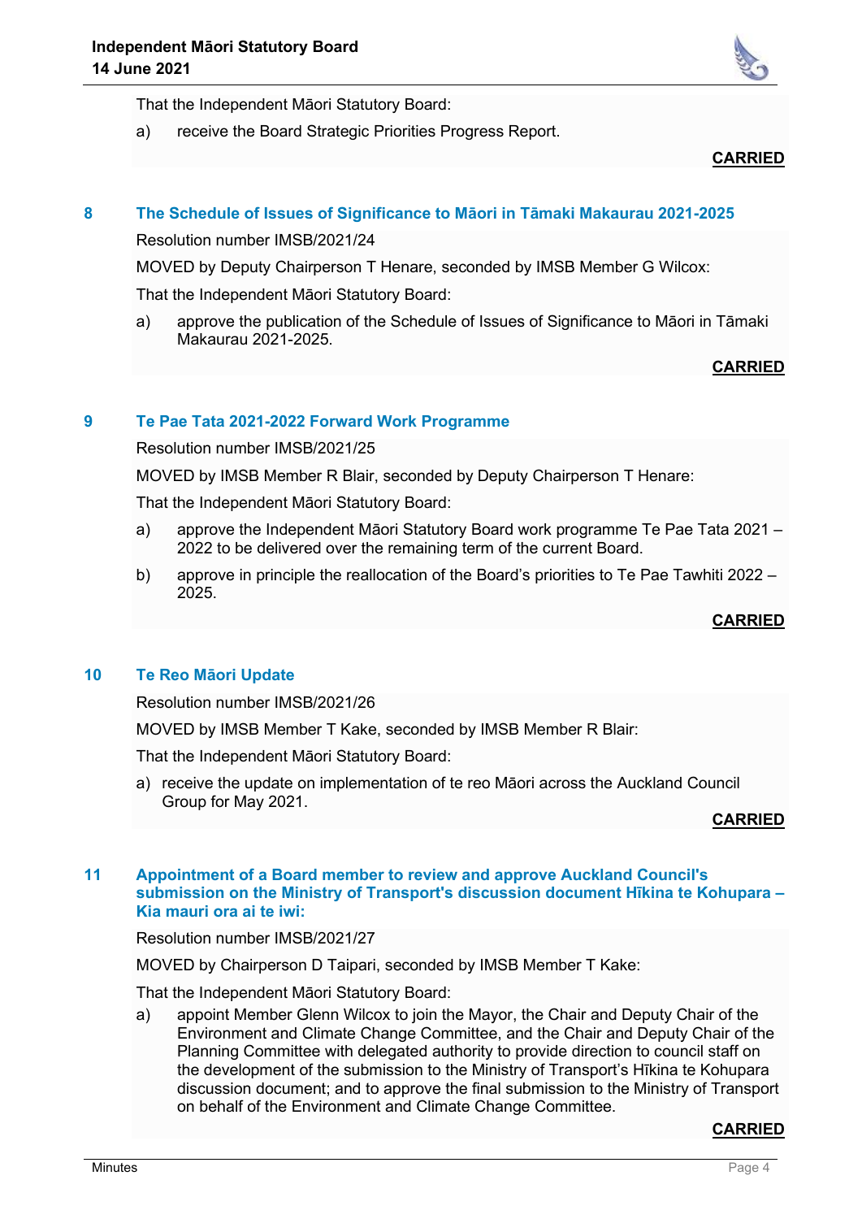That the Independent Māori Statutory Board:

a) receive the Board Strategic Priorities Progress Report.

**CARRIED**

## 8 The Schedule of Issues of Significance to Māori in Tāmaki Makaurau 2021-2025

Resolution number IMSB/2021/24

MOVED by Deputy Chairperson T Henare, seconded by IMSB Member G Wilcox:

That the Independent Māori Statutory Board:

a) approve the publication of the Schedule of Issues of Significance to Māori in Tāmaki Makaurau 2021-2025.

**CARRIED**

## 9 Te Pae Tata 2021-2022 Forward Work Programme

Resolution number IMSB/2021/25

MOVED by IMSB Member R Blair, seconded by Deputy Chairperson T Henare:

That the Independent Māori Statutory Board:

a) approve the Independent Māori Statutory Board work programme Te Pae Tata 2021 – 2022 to be delivered over the remaining term of the current Board.

b) approve in principle the reallocation of the Board's priorities to Te Pae Tawhiti 2022 – 2025.

**CARRIED**

## 10 Te Reo Māori Update

Resolution number IMSB/2021/26

MOVED by IMSB Member T Kake, seconded by IMSB Member R Blair:

That the Independent Māori Statutory Board:

a) receive the update on implementation of te reo Māori across the Auckland Council Group for May 2021.

**CARRIED**

## 11 Appointment of a Board member to review and approve Auckland Council's submission on the Ministry of Transport's discussion document Hīkina te Kohupara – Kia mauri ora ai te iwi:

Resolution number IMSB/2021/27

MOVED by Chairperson D Taipari, seconded by IMSB Member T Kake:

That the Independent Māori Statutory Board:

a) appoint Member Glenn Wilcox to join the Mayor, the Chair and Deputy Chair of the Environment and Climate Change Committee, and the Chair and Deputy Chair of the Planning Committee with delegated authority to provide direction to council staff on the development of the submission to the Ministry of Transport's Hīkina te Kohupara discussion document; and to approve the final submission to the Ministry of Transport on behalf of the Environment and Climate Change Committee.

**CARRIED**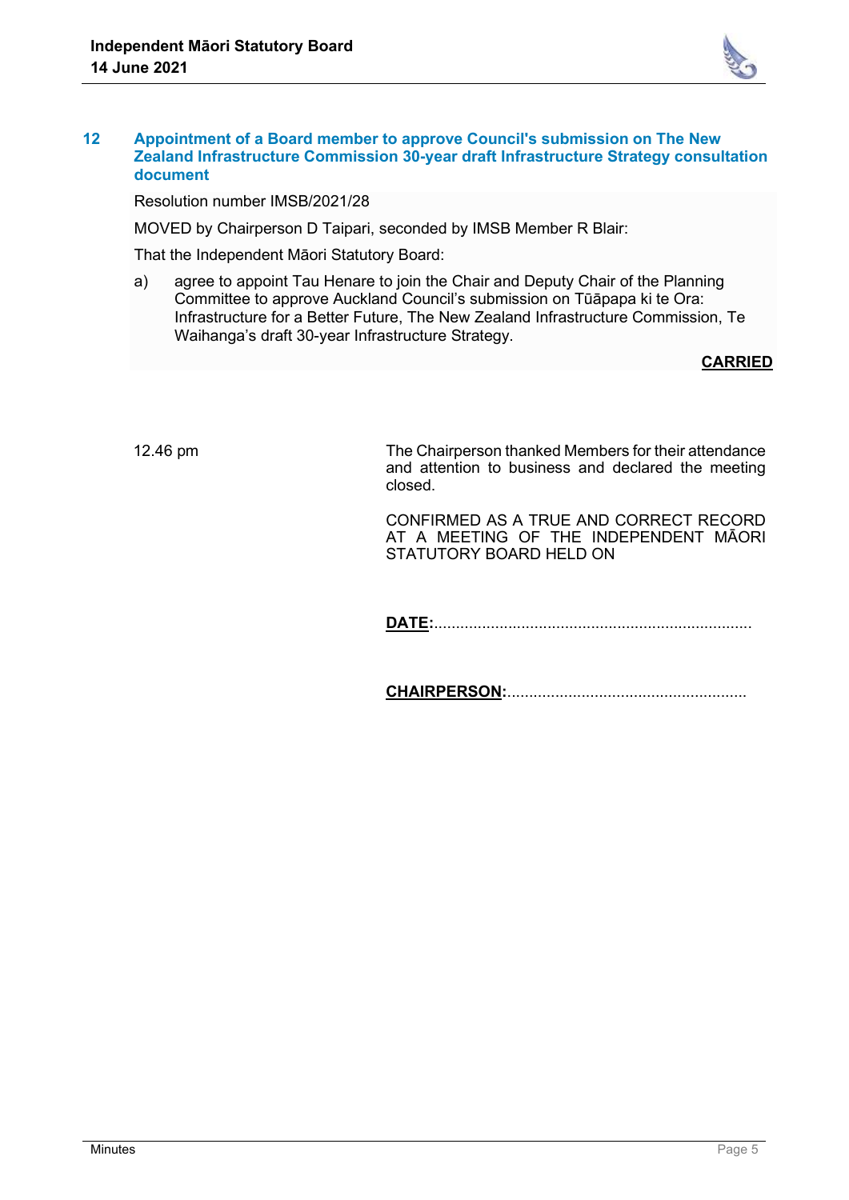## 12 Appointment of a Board member to approve Council's submission on The New Zealand Infrastructure Commission 30-year draft Infrastructure Strategy consultation document

Resolution number IMSB/2021/28

MOVED by Chairperson D Taipari, seconded by IMSB Member R Blair:

That the Independent Māori Statutory Board:

a) agree to appoint Tau Henare to join the Chair and Deputy Chair of the Planning Committee to approve Auckland Council's submission on Tūāpapa ki te Ora: Infrastructure for a Better Future, The New Zealand Infrastructure Commission, Te Waihanga's draft 30-year Infrastructure Strategy.

**CARRIED**

12.46 pm

The Chairperson thanked Members for their attendance and attention to business and declared the meeting closed.

CONFIRMED AS A TRUE AND CORRECT RECORD AT A MEETING OF THE INDEPENDENT MĀORI STATUTORY BOARD HELD ON

**DATE:**.........................................................................

**CHAIRPERSON:**.......................................................